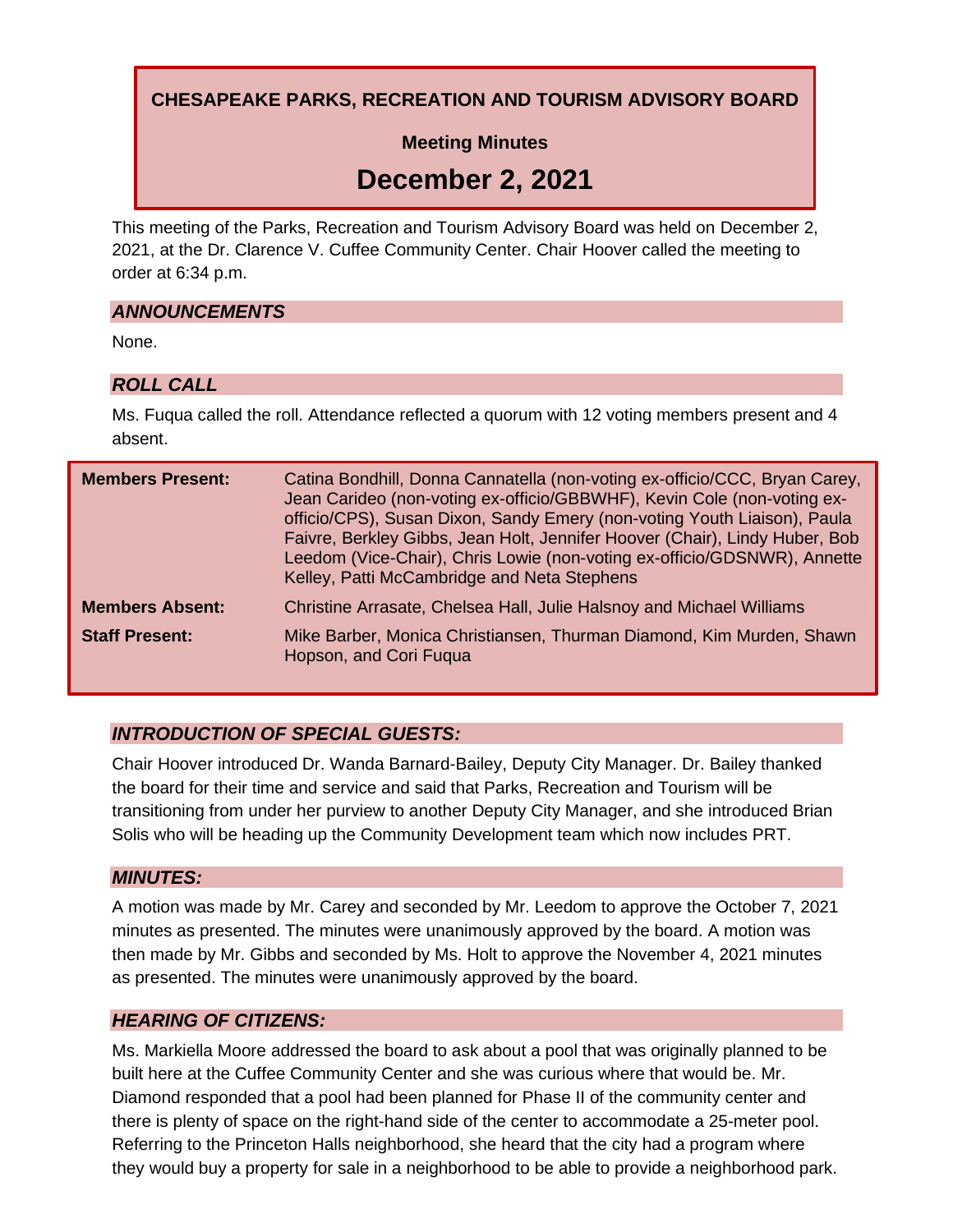# CHESAPEAKE PARKS, RECREATION AND TOURISM ADVISORY BOARD

## Meeting Minutes

## December 2, 2021

This meeting of the Parks, Recreation and Tourism Advisory Board was held on December 2, 2021, at the Dr. Clarence V. Cuffee Community Center. Chair Hoover called the meeting to order at 6:34 p.m.

### *ANNOUNCEMENTS*

None.

### *ROLL CALL*

Ms. Fuqua called the roll. Attendance reflected a quorum with 12 voting members present and 4 absent.

| | |
|---|---|
| **Members Present:** | Catina Bondhill, Donna Cannatella (non-voting ex-officio/CCC, Bryan Carey, Jean Carideo (non-voting ex-officio/GBBWHF), Kevin Cole (non-voting ex-officio/CPS), Susan Dixon, Sandy Emery (non-voting Youth Liaison), Paula Faivre, Berkley Gibbs, Jean Holt, Jennifer Hoover (Chair), Lindy Huber, Bob Leedom (Vice-Chair), Chris Lowie (non-voting ex-officio/GDSNWR), Annette Kelley, Patti McCambridge and Neta Stephens |
| **Members Absent:** | Christine Arrasate, Chelsea Hall, Julie Halsnoy and Michael Williams |
| **Staff Present:** | Mike Barber, Monica Christiansen, Thurman Diamond, Kim Murden, Shawn Hopson, and Cori Fuqua |

### *INTRODUCTION OF SPECIAL GUESTS:*

Chair Hoover introduced Dr. Wanda Barnard-Bailey, Deputy City Manager. Dr. Bailey thanked the board for their time and service and said that Parks, Recreation and Tourism will be transitioning from under her purview to another Deputy City Manager, and she introduced Brian Solis who will be heading up the Community Development team which now includes PRT.

### *MINUTES:*

A motion was made by Mr. Carey and seconded by Mr. Leedom to approve the October 7, 2021 minutes as presented. The minutes were unanimously approved by the board. A motion was then made by Mr. Gibbs and seconded by Ms. Holt to approve the November 4, 2021 minutes as presented. The minutes were unanimously approved by the board.

### *HEARING OF CITIZENS:*

Ms. Markiella Moore addressed the board to ask about a pool that was originally planned to be built here at the Cuffee Community Center and she was curious where that would be. Mr. Diamond responded that a pool had been planned for Phase II of the community center and there is plenty of space on the right-hand side of the center to accommodate a 25-meter pool. Referring to the Princeton Halls neighborhood, she heard that the city had a program where they would buy a property for sale in a neighborhood to be able to provide a neighborhood park.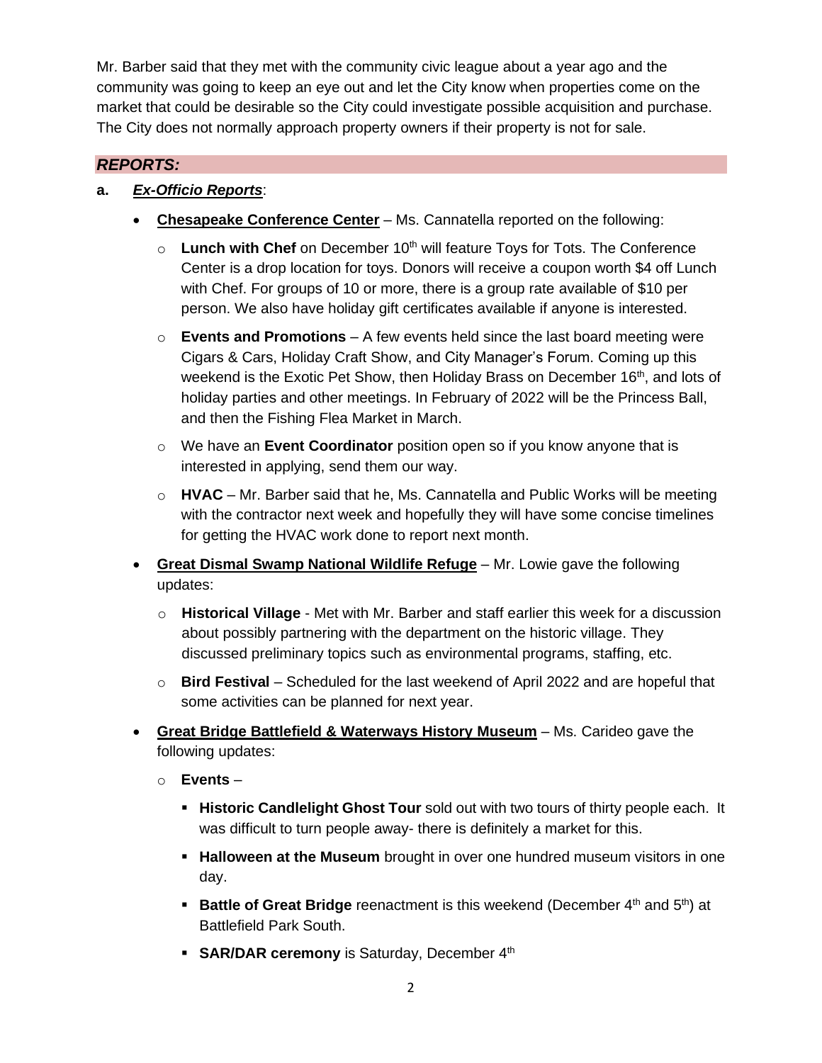Mr. Barber said that they met with the community civic league about a year ago and the community was going to keep an eye out and let the City know when properties come on the market that could be desirable so the City could investigate possible acquisition and purchase. The City does not normally approach property owners if their property is not for sale.

## *REPORTS:*

**a.** ***Ex-Officio Reports***:

- **Chesapeake Conference Center** – Ms. Cannatella reported on the following:
  - **Lunch with Chef** on December 10th will feature Toys for Tots. The Conference Center is a drop location for toys. Donors will receive a coupon worth $4 off Lunch with Chef. For groups of 10 or more, there is a group rate available of $10 per person. We also have holiday gift certificates available if anyone is interested.
  - **Events and Promotions** – A few events held since the last board meeting were Cigars & Cars, Holiday Craft Show, and City Manager's Forum. Coming up this weekend is the Exotic Pet Show, then Holiday Brass on December 16th, and lots of holiday parties and other meetings. In February of 2022 will be the Princess Ball, and then the Fishing Flea Market in March.
  - We have an **Event Coordinator** position open so if you know anyone that is interested in applying, send them our way.
  - **HVAC** – Mr. Barber said that he, Ms. Cannatella and Public Works will be meeting with the contractor next week and hopefully they will have some concise timelines for getting the HVAC work done to report next month.
- **Great Dismal Swamp National Wildlife Refuge** – Mr. Lowie gave the following updates:
  - **Historical Village** - Met with Mr. Barber and staff earlier this week for a discussion about possibly partnering with the department on the historic village. They discussed preliminary topics such as environmental programs, staffing, etc.
  - **Bird Festival** – Scheduled for the last weekend of April 2022 and are hopeful that some activities can be planned for next year.
- **Great Bridge Battlefield & Waterways History Museum** – Ms. Carideo gave the following updates:
  - **Events** –
    - **Historic Candlelight Ghost Tour** sold out with two tours of thirty people each. It was difficult to turn people away- there is definitely a market for this.
    - **Halloween at the Museum** brought in over one hundred museum visitors in one day.
    - **Battle of Great Bridge** reenactment is this weekend (December 4th and 5th) at Battlefield Park South.
    - **SAR/DAR ceremony** is Saturday, December 4th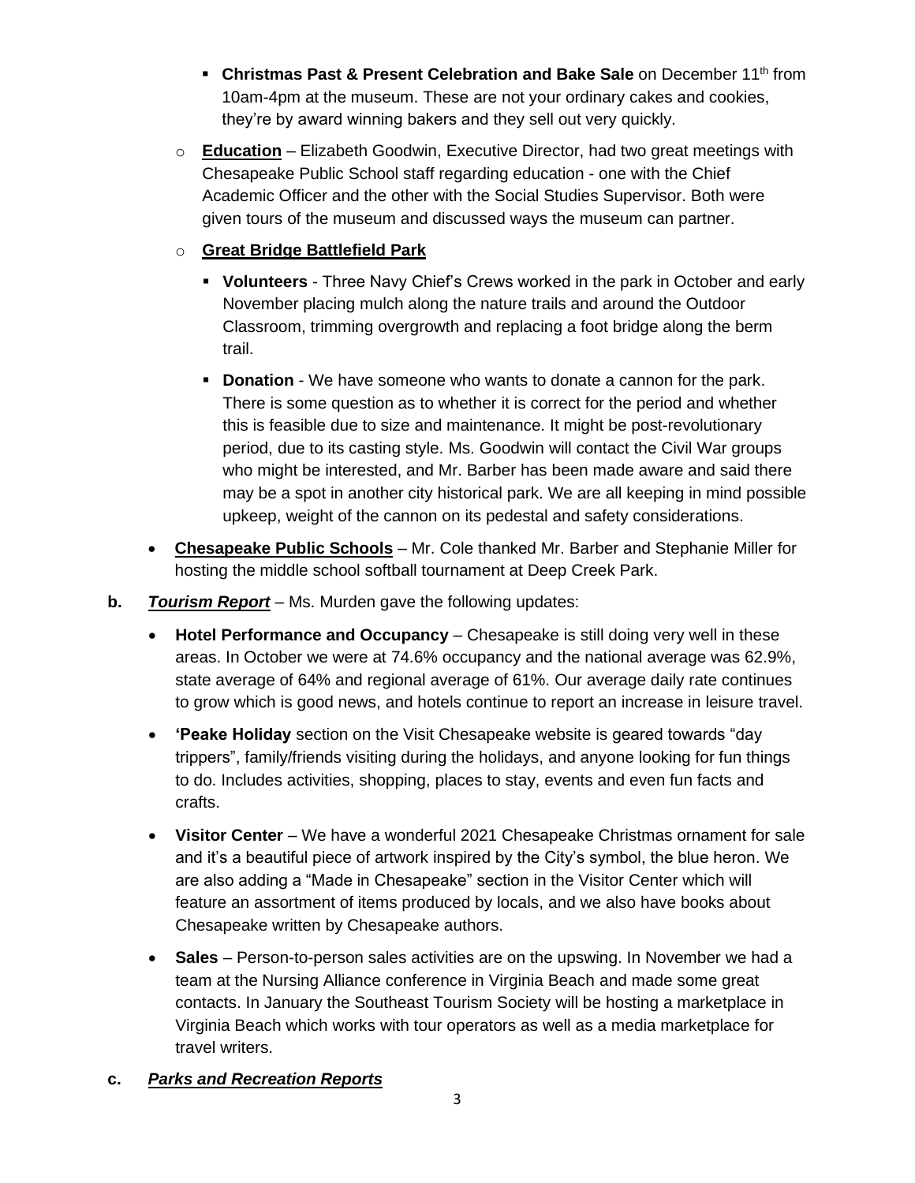- **Christmas Past & Present Celebration and Bake Sale** on December 11th from 10am-4pm at the museum. These are not your ordinary cakes and cookies, they're by award winning bakers and they sell out very quickly.
  - **Education** – Elizabeth Goodwin, Executive Director, had two great meetings with Chesapeake Public School staff regarding education - one with the Chief Academic Officer and the other with the Social Studies Supervisor. Both were given tours of the museum and discussed ways the museum can partner.
  - **Great Bridge Battlefield Park**
    - **Volunteers** - Three Navy Chief's Crews worked in the park in October and early November placing mulch along the nature trails and around the Outdoor Classroom, trimming overgrowth and replacing a foot bridge along the berm trail.
    - **Donation** - We have someone who wants to donate a cannon for the park. There is some question as to whether it is correct for the period and whether this is feasible due to size and maintenance. It might be post-revolutionary period, due to its casting style. Ms. Goodwin will contact the Civil War groups who might be interested, and Mr. Barber has been made aware and said there may be a spot in another city historical park. We are all keeping in mind possible upkeep, weight of the cannon on its pedestal and safety considerations.
- **Chesapeake Public Schools** – Mr. Cole thanked Mr. Barber and Stephanie Miller for hosting the middle school softball tournament at Deep Creek Park.

**b.** ***Tourism Report*** – Ms. Murden gave the following updates:

- **Hotel Performance and Occupancy** – Chesapeake is still doing very well in these areas. In October we were at 74.6% occupancy and the national average was 62.9%, state average of 64% and regional average of 61%. Our average daily rate continues to grow which is good news, and hotels continue to report an increase in leisure travel.
- **'Peake Holiday** section on the Visit Chesapeake website is geared towards "day trippers", family/friends visiting during the holidays, and anyone looking for fun things to do. Includes activities, shopping, places to stay, events and even fun facts and crafts.
- **Visitor Center** – We have a wonderful 2021 Chesapeake Christmas ornament for sale and it's a beautiful piece of artwork inspired by the City's symbol, the blue heron. We are also adding a "Made in Chesapeake" section in the Visitor Center which will feature an assortment of items produced by locals, and we also have books about Chesapeake written by Chesapeake authors.
- **Sales** – Person-to-person sales activities are on the upswing. In November we had a team at the Nursing Alliance conference in Virginia Beach and made some great contacts. In January the Southeast Tourism Society will be hosting a marketplace in Virginia Beach which works with tour operators as well as a media marketplace for travel writers.

**c.** ***Parks and Recreation Reports***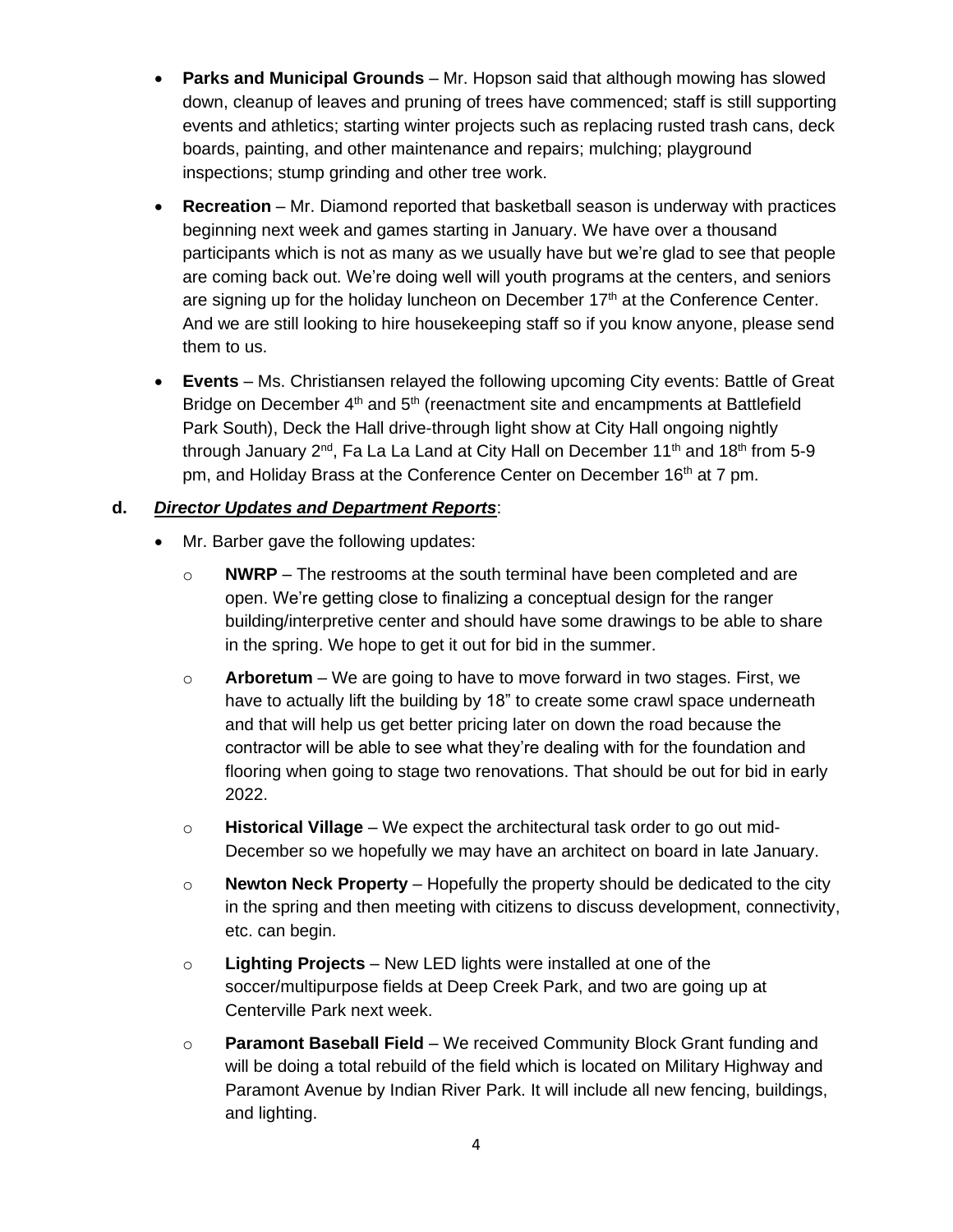- **Parks and Municipal Grounds** – Mr. Hopson said that although mowing has slowed down, cleanup of leaves and pruning of trees have commenced; staff is still supporting events and athletics; starting winter projects such as replacing rusted trash cans, deck boards, painting, and other maintenance and repairs; mulching; playground inspections; stump grinding and other tree work.
- **Recreation** – Mr. Diamond reported that basketball season is underway with practices beginning next week and games starting in January. We have over a thousand participants which is not as many as we usually have but we're glad to see that people are coming back out. We're doing well will youth programs at the centers, and seniors are signing up for the holiday luncheon on December 17th at the Conference Center. And we are still looking to hire housekeeping staff so if you know anyone, please send them to us.
- **Events** – Ms. Christiansen relayed the following upcoming City events: Battle of Great Bridge on December 4th and 5th (reenactment site and encampments at Battlefield Park South), Deck the Hall drive-through light show at City Hall ongoing nightly through January 2nd, Fa La La Land at City Hall on December 11th and 18th from 5-9 pm, and Holiday Brass at the Conference Center on December 16th at 7 pm.

**d.** ***Director Updates and Department Reports***:

- Mr. Barber gave the following updates:
  - **NWRP** – The restrooms at the south terminal have been completed and are open. We're getting close to finalizing a conceptual design for the ranger building/interpretive center and should have some drawings to be able to share in the spring. We hope to get it out for bid in the summer.
  - **Arboretum** – We are going to have to move forward in two stages. First, we have to actually lift the building by 18" to create some crawl space underneath and that will help us get better pricing later on down the road because the contractor will be able to see what they're dealing with for the foundation and flooring when going to stage two renovations. That should be out for bid in early 2022.
  - **Historical Village** – We expect the architectural task order to go out mid-December so we hopefully we may have an architect on board in late January.
  - **Newton Neck Property** – Hopefully the property should be dedicated to the city in the spring and then meeting with citizens to discuss development, connectivity, etc. can begin.
  - **Lighting Projects** – New LED lights were installed at one of the soccer/multipurpose fields at Deep Creek Park, and two are going up at Centerville Park next week.
  - **Paramont Baseball Field** – We received Community Block Grant funding and will be doing a total rebuild of the field which is located on Military Highway and Paramont Avenue by Indian River Park. It will include all new fencing, buildings, and lighting.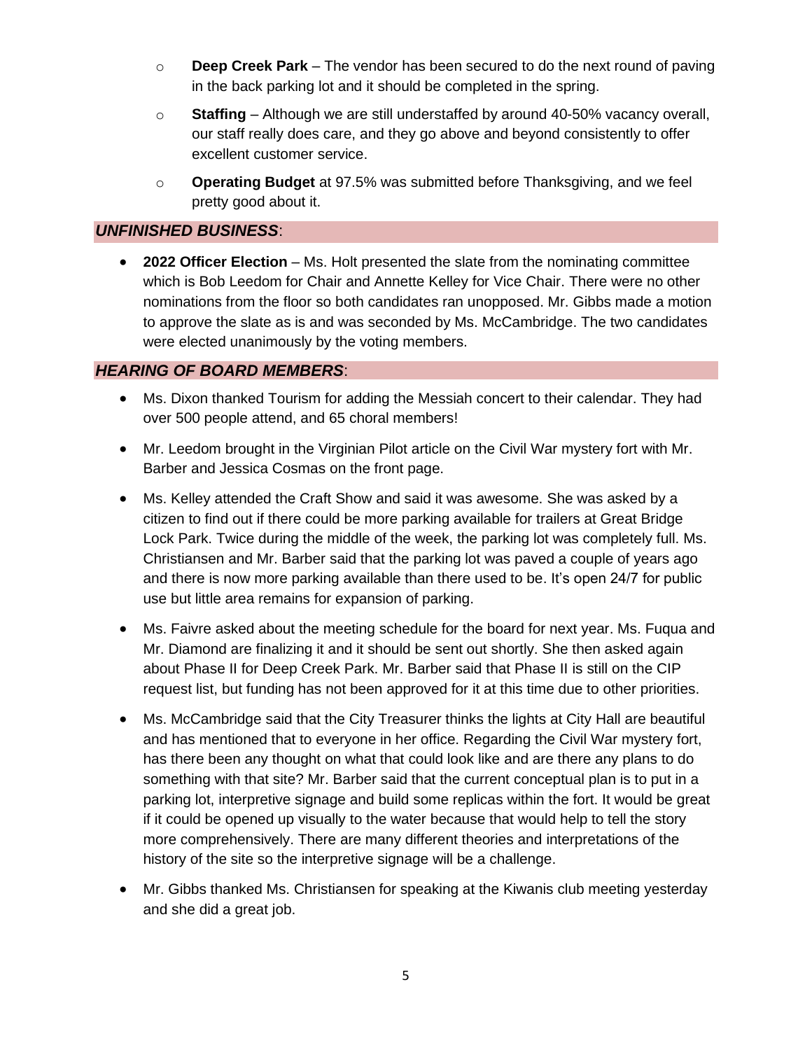- **Deep Creek Park** – The vendor has been secured to do the next round of paving in the back parking lot and it should be completed in the spring.
- **Staffing** – Although we are still understaffed by around 40-50% vacancy overall, our staff really does care, and they go above and beyond consistently to offer excellent customer service.
- **Operating Budget** at 97.5% was submitted before Thanksgiving, and we feel pretty good about it.

## ***UNFINISHED BUSINESS***:

- **2022 Officer Election** – Ms. Holt presented the slate from the nominating committee which is Bob Leedom for Chair and Annette Kelley for Vice Chair. There were no other nominations from the floor so both candidates ran unopposed. Mr. Gibbs made a motion to approve the slate as is and was seconded by Ms. McCambridge. The two candidates were elected unanimously by the voting members.

## ***HEARING OF BOARD MEMBERS***:

- Ms. Dixon thanked Tourism for adding the Messiah concert to their calendar. They had over 500 people attend, and 65 choral members!
- Mr. Leedom brought in the Virginian Pilot article on the Civil War mystery fort with Mr. Barber and Jessica Cosmas on the front page.
- Ms. Kelley attended the Craft Show and said it was awesome. She was asked by a citizen to find out if there could be more parking available for trailers at Great Bridge Lock Park. Twice during the middle of the week, the parking lot was completely full. Ms. Christiansen and Mr. Barber said that the parking lot was paved a couple of years ago and there is now more parking available than there used to be. It's open 24/7 for public use but little area remains for expansion of parking.
- Ms. Faivre asked about the meeting schedule for the board for next year. Ms. Fuqua and Mr. Diamond are finalizing it and it should be sent out shortly. She then asked again about Phase II for Deep Creek Park. Mr. Barber said that Phase II is still on the CIP request list, but funding has not been approved for it at this time due to other priorities.
- Ms. McCambridge said that the City Treasurer thinks the lights at City Hall are beautiful and has mentioned that to everyone in her office. Regarding the Civil War mystery fort, has there been any thought on what that could look like and are there any plans to do something with that site? Mr. Barber said that the current conceptual plan is to put in a parking lot, interpretive signage and build some replicas within the fort. It would be great if it could be opened up visually to the water because that would help to tell the story more comprehensively. There are many different theories and interpretations of the history of the site so the interpretive signage will be a challenge.
- Mr. Gibbs thanked Ms. Christiansen for speaking at the Kiwanis club meeting yesterday and she did a great job.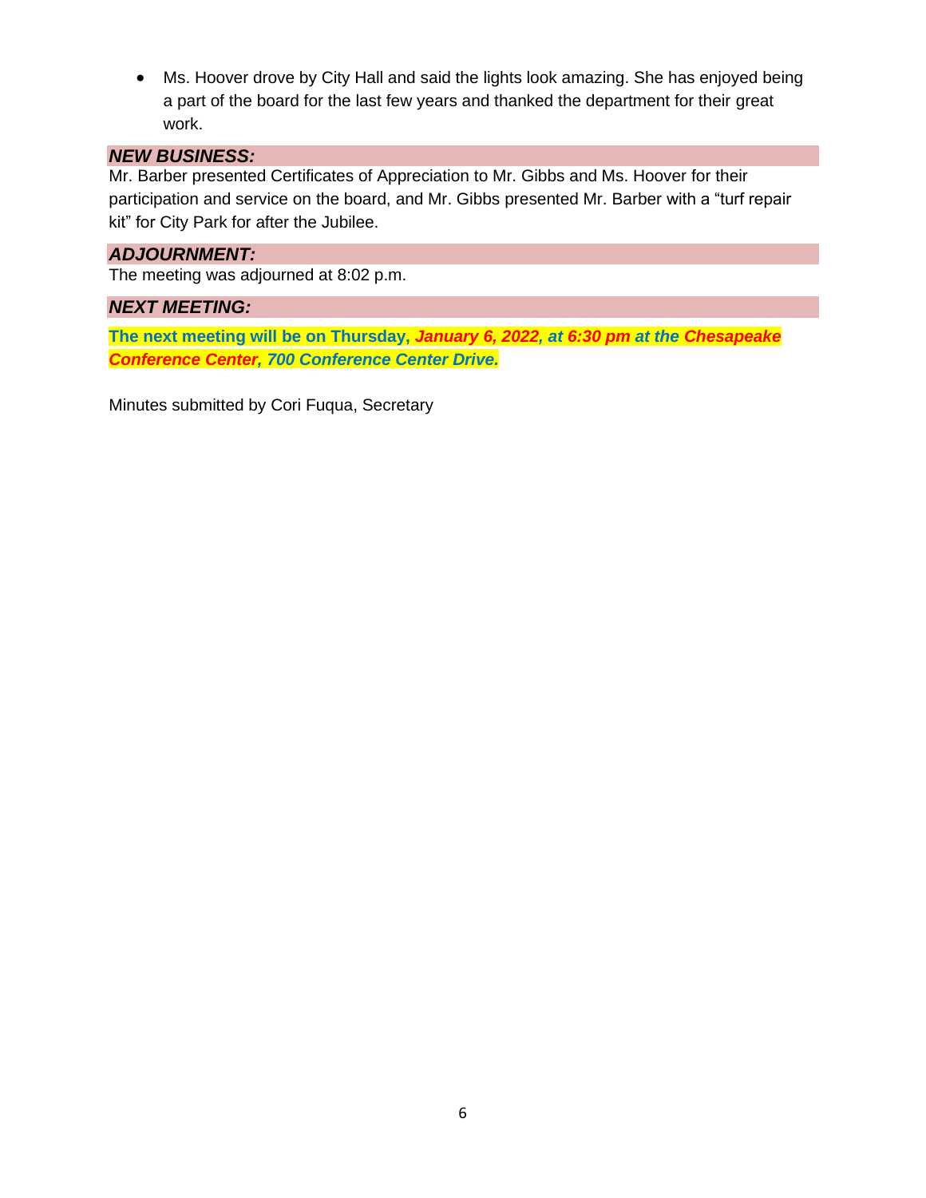- Ms. Hoover drove by City Hall and said the lights look amazing. She has enjoyed being a part of the board for the last few years and thanked the department for their great work.

### *NEW BUSINESS:*

Mr. Barber presented Certificates of Appreciation to Mr. Gibbs and Ms. Hoover for their participation and service on the board, and Mr. Gibbs presented Mr. Barber with a “turf repair kit” for City Park for after the Jubilee.

### *ADJOURNMENT:*

The meeting was adjourned at 8:02 p.m.

### *NEXT MEETING:*

**The next meeting will be on Thursday, *January 6, 2022, at 6:30 pm at the Chesapeake Conference Center, 700 Conference Center Drive.***

Minutes submitted by Cori Fuqua, Secretary